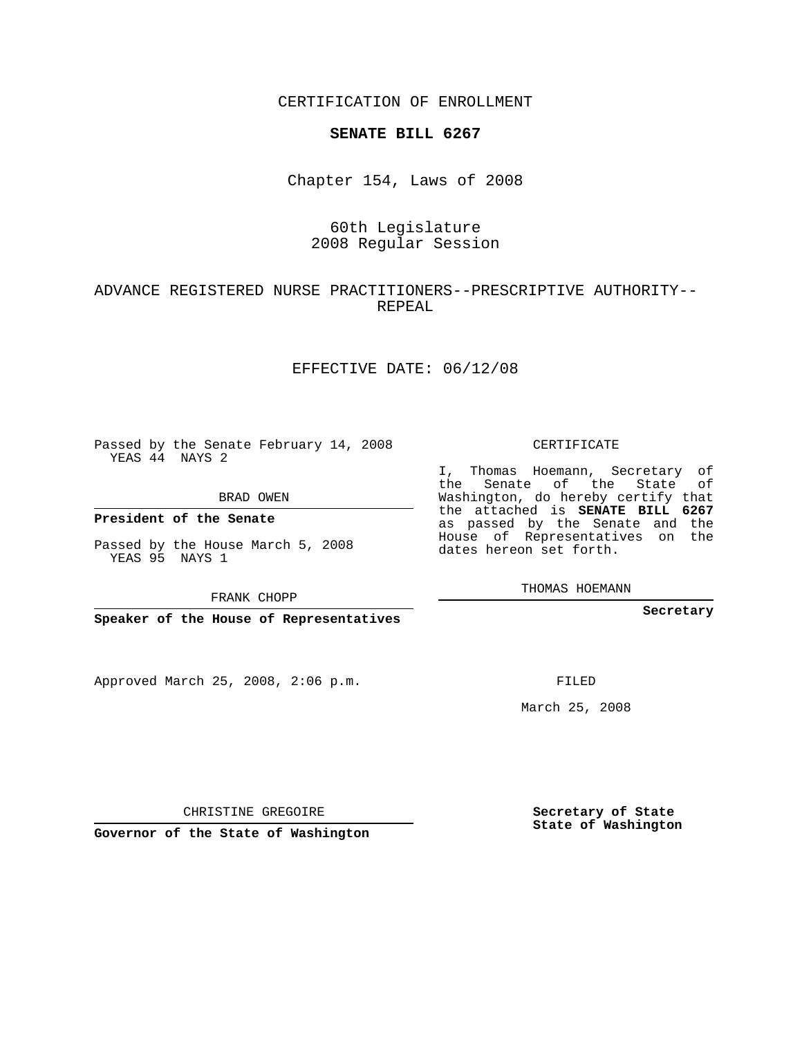CERTIFICATION OF ENROLLMENT

**SENATE BILL 6267**

Chapter 154, Laws of 2008

60th Legislature
2008 Regular Session

ADVANCE REGISTERED NURSE PRACTITIONERS--PRESCRIPTIVE AUTHORITY--REPEAL

EFFECTIVE DATE: 06/12/08

Passed by the Senate February 14, 2008
YEAS 44 NAYS 2

BRAD OWEN

**President of the Senate**

Passed by the House March 5, 2008
YEAS 95 NAYS 1

FRANK CHOPP

**Speaker of the House of Representatives**

CERTIFICATE

I, Thomas Hoemann, Secretary of the Senate of the State of Washington, do hereby certify that the attached is **SENATE BILL 6267** as passed by the Senate and the House of Representatives on the dates hereon set forth.

THOMAS HOEMANN

**Secretary**

Approved March 25, 2008, 2:06 p.m.

FILED

March 25, 2008

CHRISTINE GREGOIRE

**Governor of the State of Washington**

**Secretary of State**
**State of Washington**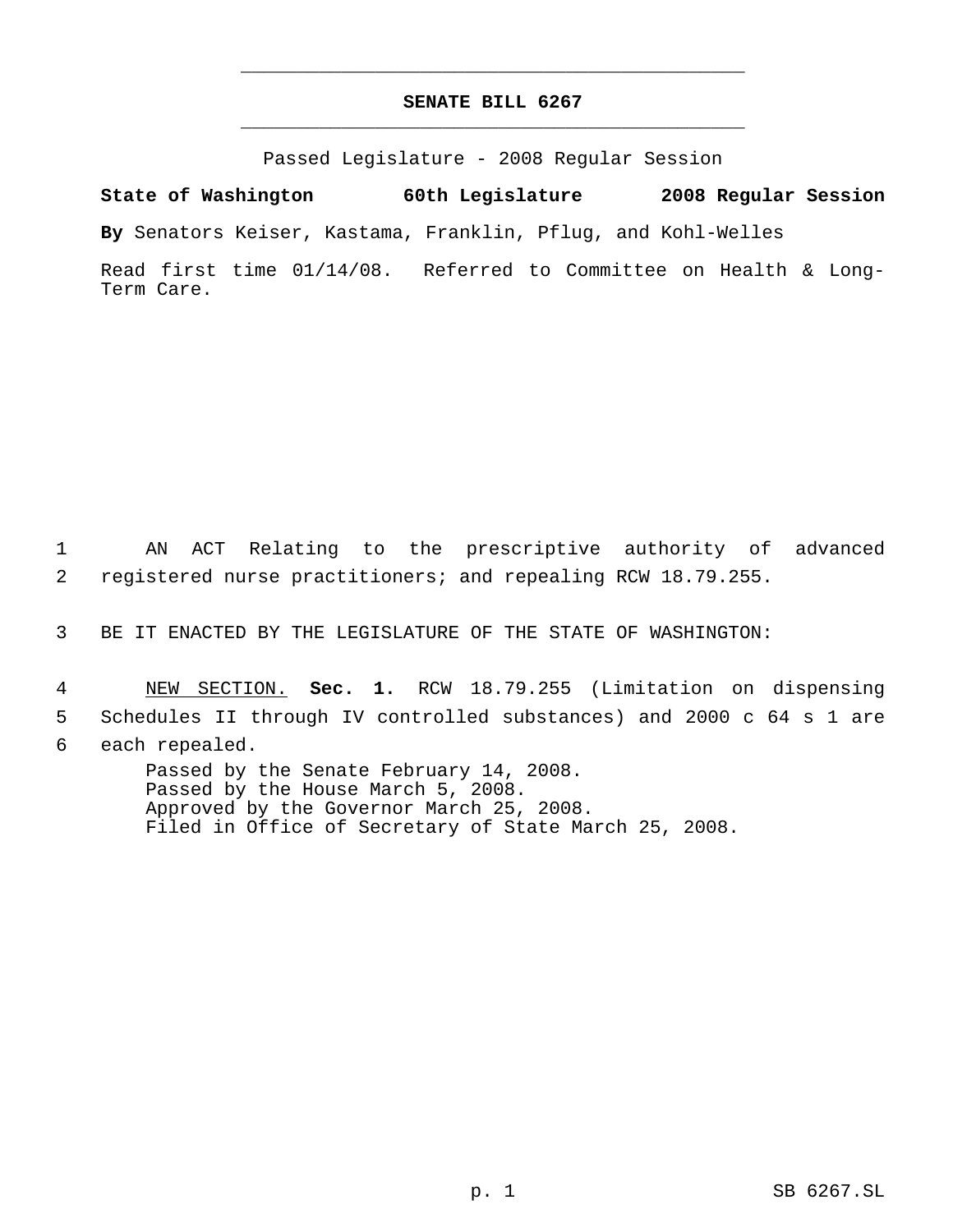# SENATE BILL 6267

Passed Legislature - 2008 Regular Session

**State of Washington 60th Legislature 2008 Regular Session**

**By** Senators Keiser, Kastama, Franklin, Pflug, and Kohl-Welles

Read first time 01/14/08. Referred to Committee on Health & Long-Term Care.

1 AN ACT Relating to the prescriptive authority of advanced
2 registered nurse practitioners; and repealing RCW 18.79.255.

3 BE IT ENACTED BY THE LEGISLATURE OF THE STATE OF WASHINGTON:

4 NEW SECTION. **Sec. 1.** RCW 18.79.255 (Limitation on dispensing
5 Schedules II through IV controlled substances) and 2000 c 64 s 1 are
6 each repealed.

Passed by the Senate February 14, 2008.
Passed by the House March 5, 2008.
Approved by the Governor March 25, 2008.
Filed in Office of Secretary of State March 25, 2008.